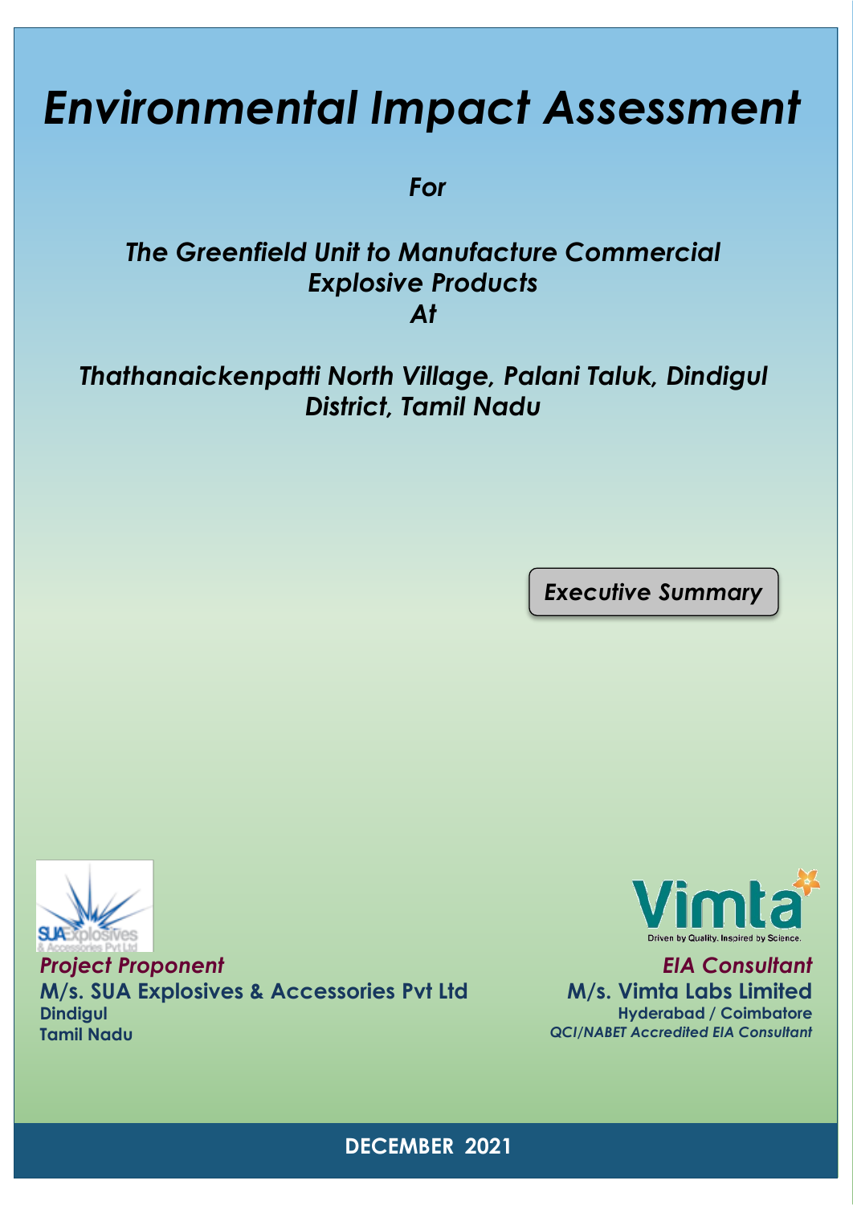# *Environmental Impact Assessment*

***For***

## *The Greenfield Unit to Manufacture Commercial Explosive Products*
## *At*

## *Thathanaickenpatti North Village, Palani Taluk, Dindigul District, Tamil Nadu*

***Executive Summary***

*Project Proponent*
**M/s. SUA Explosives & Accessories Pvt Ltd**
**Dindigul**
**Tamil Nadu**

*EIA Consultant*
**M/s. Vimta Labs Limited**
**Hyderabad / Coimbatore**
***QCI/NABET Accredited EIA Consultant***

**DECEMBER 2021**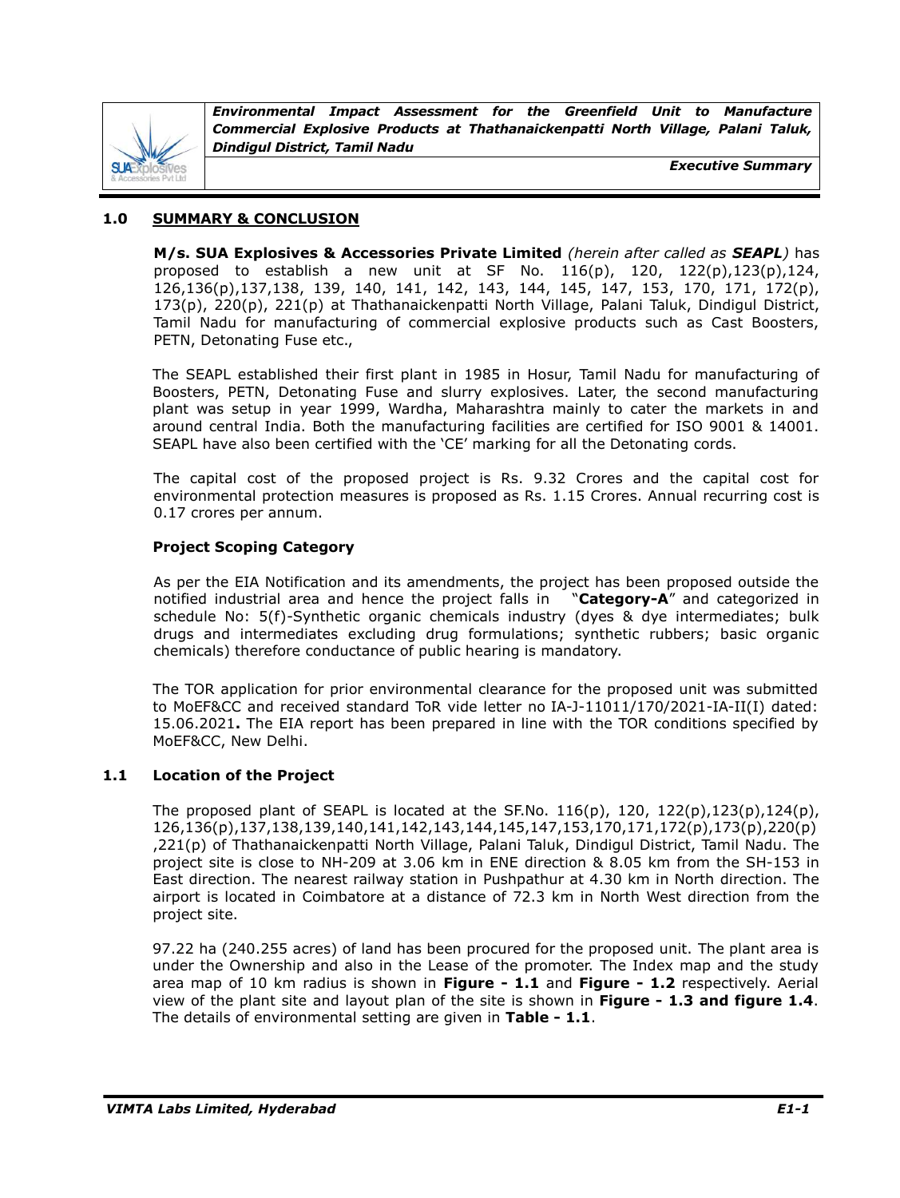## 1.0 SUMMARY & CONCLUSION

**M/s. SUA Explosives & Accessories Private Limited** *(herein after called as **SEAPL**)* has proposed to establish a new unit at SF No. 116(p), 120, 122(p),123(p),124, 126,136(p),137,138, 139, 140, 141, 142, 143, 144, 145, 147, 153, 170, 171, 172(p), 173(p), 220(p), 221(p) at Thathanaickenpatti North Village, Palani Taluk, Dindigul District, Tamil Nadu for manufacturing of commercial explosive products such as Cast Boosters, PETN, Detonating Fuse etc.,

The SEAPL established their first plant in 1985 in Hosur, Tamil Nadu for manufacturing of Boosters, PETN, Detonating Fuse and slurry explosives. Later, the second manufacturing plant was setup in year 1999, Wardha, Maharashtra mainly to cater the markets in and around central India. Both the manufacturing facilities are certified for ISO 9001 & 14001. SEAPL have also been certified with the 'CE' marking for all the Detonating cords.

The capital cost of the proposed project is Rs. 9.32 Crores and the capital cost for environmental protection measures is proposed as Rs. 1.15 Crores. Annual recurring cost is 0.17 crores per annum.

### Project Scoping Category

As per the EIA Notification and its amendments, the project has been proposed outside the notified industrial area and hence the project falls in "**Category-A**" and categorized in schedule No: 5(f)-Synthetic organic chemicals industry (dyes & dye intermediates; bulk drugs and intermediates excluding drug formulations; synthetic rubbers; basic organic chemicals) therefore conductance of public hearing is mandatory.

The TOR application for prior environmental clearance for the proposed unit was submitted to MoEF&CC and received standard ToR vide letter no IA-J-11011/170/2021-IA-II(I) dated: 15.06.2021**.** The EIA report has been prepared in line with the TOR conditions specified by MoEF&CC, New Delhi.

## 1.1 Location of the Project

The proposed plant of SEAPL is located at the SF.No. 116(p), 120, 122(p),123(p),124(p), 126,136(p),137,138,139,140,141,142,143,144,145,147,153,170,171,172(p),173(p),220(p),221(p) of Thathanaickenpatti North Village, Palani Taluk, Dindigul District, Tamil Nadu. The project site is close to NH-209 at 3.06 km in ENE direction & 8.05 km from the SH-153 in East direction. The nearest railway station in Pushpathur at 4.30 km in North direction. The airport is located in Coimbatore at a distance of 72.3 km in North West direction from the project site.

97.22 ha (240.255 acres) of land has been procured for the proposed unit. The plant area is under the Ownership and also in the Lease of the promoter. The Index map and the study area map of 10 km radius is shown in **Figure - 1.1** and **Figure - 1.2** respectively. Aerial view of the plant site and layout plan of the site is shown in **Figure - 1.3 and figure 1.4**. The details of environmental setting are given in **Table - 1.1**.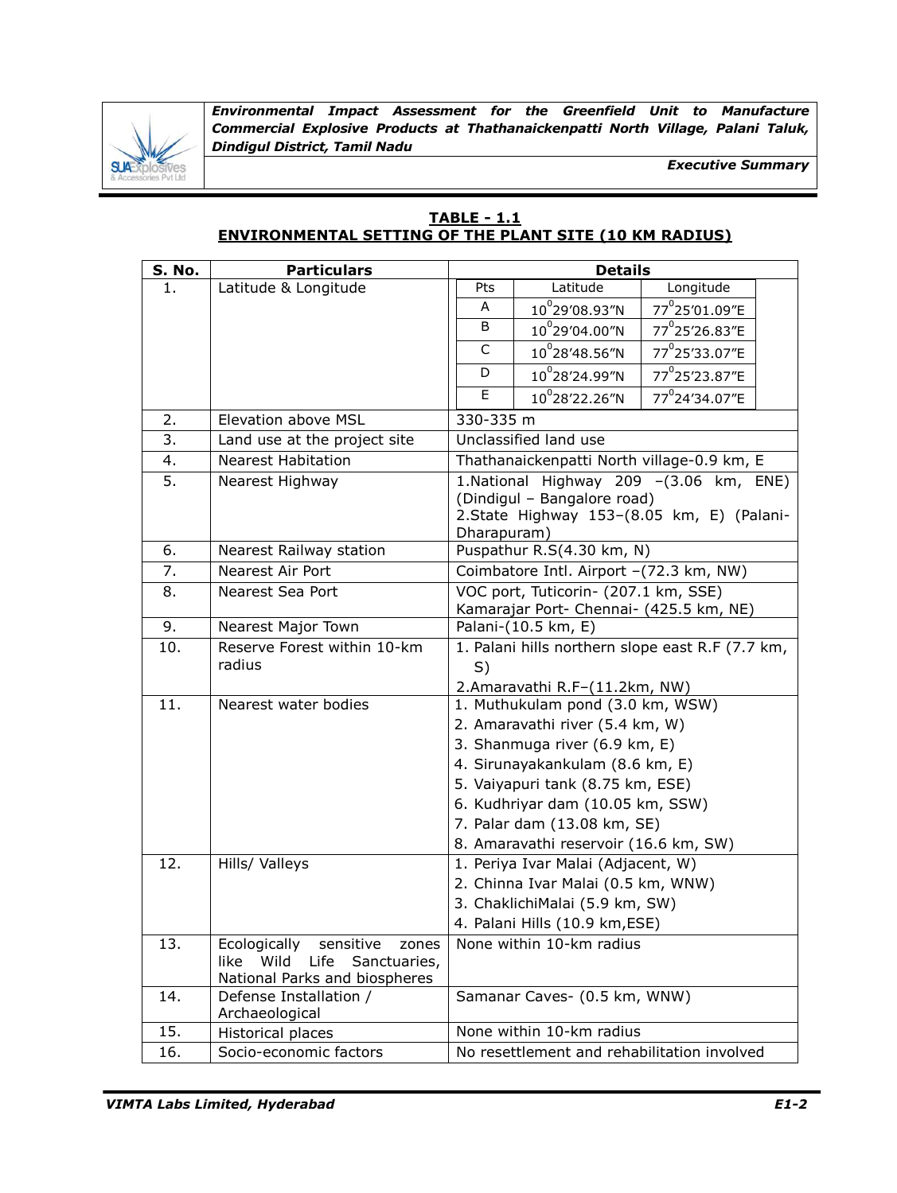**TABLE - 1.1**
**ENVIRONMENTAL SETTING OF THE PLANT SITE (10 KM RADIUS)**

| S. No. | Particulars | Details |
|---|---|---|
| 1. | Latitude & Longitude | Pts / Latitude / Longitude<br>A: $10^0$29'08.93"N, $77^0$25'01.09"E<br>B: $10^0$29'04.00"N, $77^0$25'26.83"E<br>C: $10^0$28'48.56"N, $77^0$25'33.07"E<br>D: $10^0$28'24.99"N, $77^0$25'23.87"E<br>E: $10^0$28'22.26"N, $77^0$24'34.07"E |
| 2. | Elevation above MSL | 330-335 m |
| 3. | Land use at the project site | Unclassified land use |
| 4. | Nearest Habitation | Thathanaickenpatti North village-0.9 km, E |
| 5. | Nearest Highway | 1.National Highway 209 –(3.06 km, ENE) (Dindigul – Bangalore road)<br>2.State Highway 153–(8.05 km, E) (Palani-Dharapuram) |
| 6. | Nearest Railway station | Puspathur R.S(4.30 km, N) |
| 7. | Nearest Air Port | Coimbatore Intl. Airport –(72.3 km, NW) |
| 8. | Nearest Sea Port | VOC port, Tuticorin- (207.1 km, SSE)<br>Kamarajar Port- Chennai- (425.5 km, NE) |
| 9. | Nearest Major Town | Palani-(10.5 km, E) |
| 10. | Reserve Forest within 10-km radius | 1. Palani hills northern slope east R.F (7.7 km, S)<br>2.Amaravathi R.F–(11.2km, NW) |
| 11. | Nearest water bodies | 1. Muthukulam pond (3.0 km, WSW)<br>2. Amaravathi river (5.4 km, W)<br>3. Shanmuga river (6.9 km, E)<br>4. Sirunayakankulam (8.6 km, E)<br>5. Vaiyapuri tank (8.75 km, ESE)<br>6. Kudhriyar dam (10.05 km, SSW)<br>7. Palar dam (13.08 km, SE)<br>8. Amaravathi reservoir (16.6 km, SW) |
| 12. | Hills/ Valleys | 1. Periya Ivar Malai (Adjacent, W)<br>2. Chinna Ivar Malai (0.5 km, WNW)<br>3. ChaklichiMalai (5.9 km, SW)<br>4. Palani Hills (10.9 km,ESE) |
| 13. | Ecologically sensitive zones like Wild Life Sanctuaries, National Parks and biospheres | None within 10-km radius |
| 14. | Defense Installation / Archaeological | Samanar Caves- (0.5 km, WNW) |
| 15. | Historical places | None within 10-km radius |
| 16. | Socio-economic factors | No resettlement and rehabilitation involved |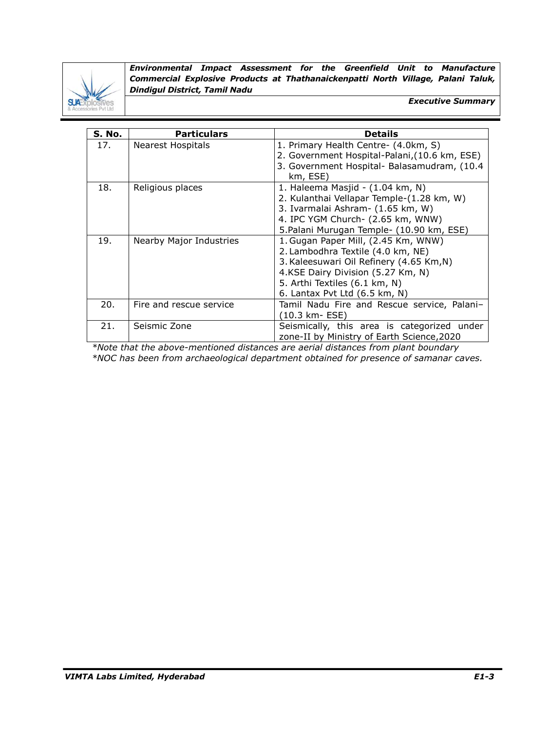| S. No. | Particulars | Details |
|---|---|---|
| 17. | Nearest Hospitals | 1. Primary Health Centre- (4.0km, S)<br>2. Government Hospital-Palani,(10.6 km, ESE)<br>3. Government Hospital- Balasamudram, (10.4 km, ESE) |
| 18. | Religious places | 1. Haleema Masjid - (1.04 km, N)<br>2. Kulanthai Vellapar Temple-(1.28 km, W)<br>3. Ivarmalai Ashram- (1.65 km, W)<br>4. IPC YGM Church- (2.65 km, WNW)<br>5.Palani Murugan Temple- (10.90 km, ESE) |
| 19. | Nearby Major Industries | 1. Gugan Paper Mill, (2.45 Km, WNW)<br>2. Lambodhra Textile (4.0 km, NE)<br>3. Kaleesuwari Oil Refinery (4.65 Km,N)<br>4.KSE Dairy Division (5.27 Km, N)<br>5. Arthi Textiles (6.1 km, N)<br>6. Lantax Pvt Ltd (6.5 km, N) |
| 20. | Fire and rescue service | Tamil Nadu Fire and Rescue service, Palani–(10.3 km- ESE) |
| 21. | Seismic Zone | Seismically, this area is categorized under zone-II by Ministry of Earth Science,2020 |

*\*Note that the above-mentioned distances are aerial distances from plant boundary*

*\*NOC has been from archaeological department obtained for presence of samanar caves.*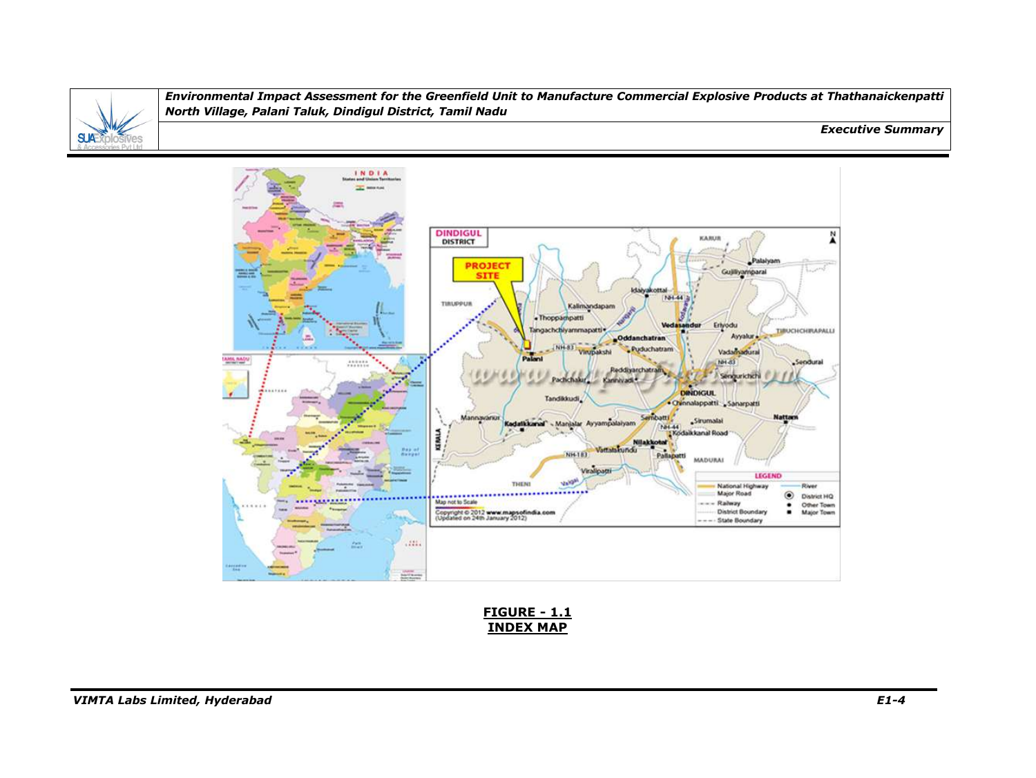**FIGURE - 1.1**
**INDEX MAP**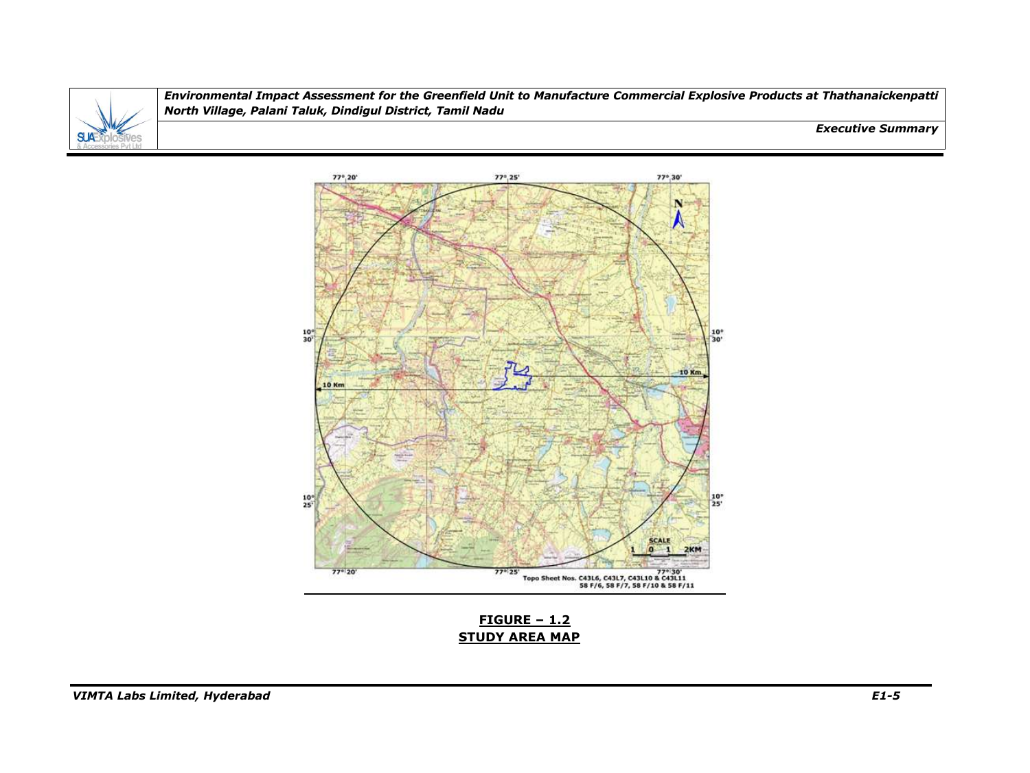77° 20' 77° 25' 77° 30'

10° 30'

10 Km

10° 25'

SCALE 1 0 1 2KM

Topo Sheet Nos. C43L6, C43L7, C43L10 & C43L11
58 F/6, 58 F/7, 58 F/10 & 58 F/11

**FIGURE – 1.2**
**STUDY AREA MAP**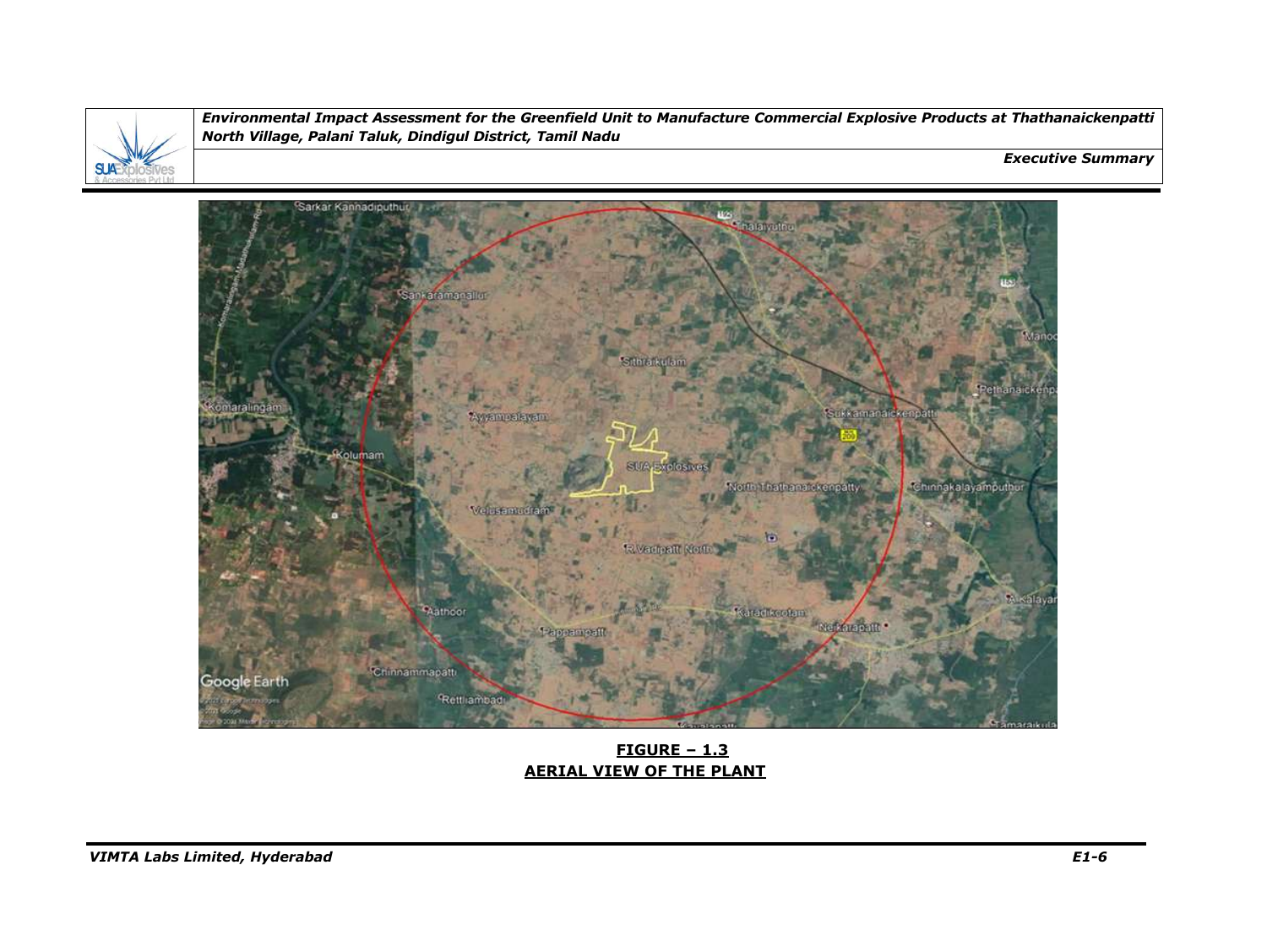**FIGURE – 1.3**
**AERIAL VIEW OF THE PLANT**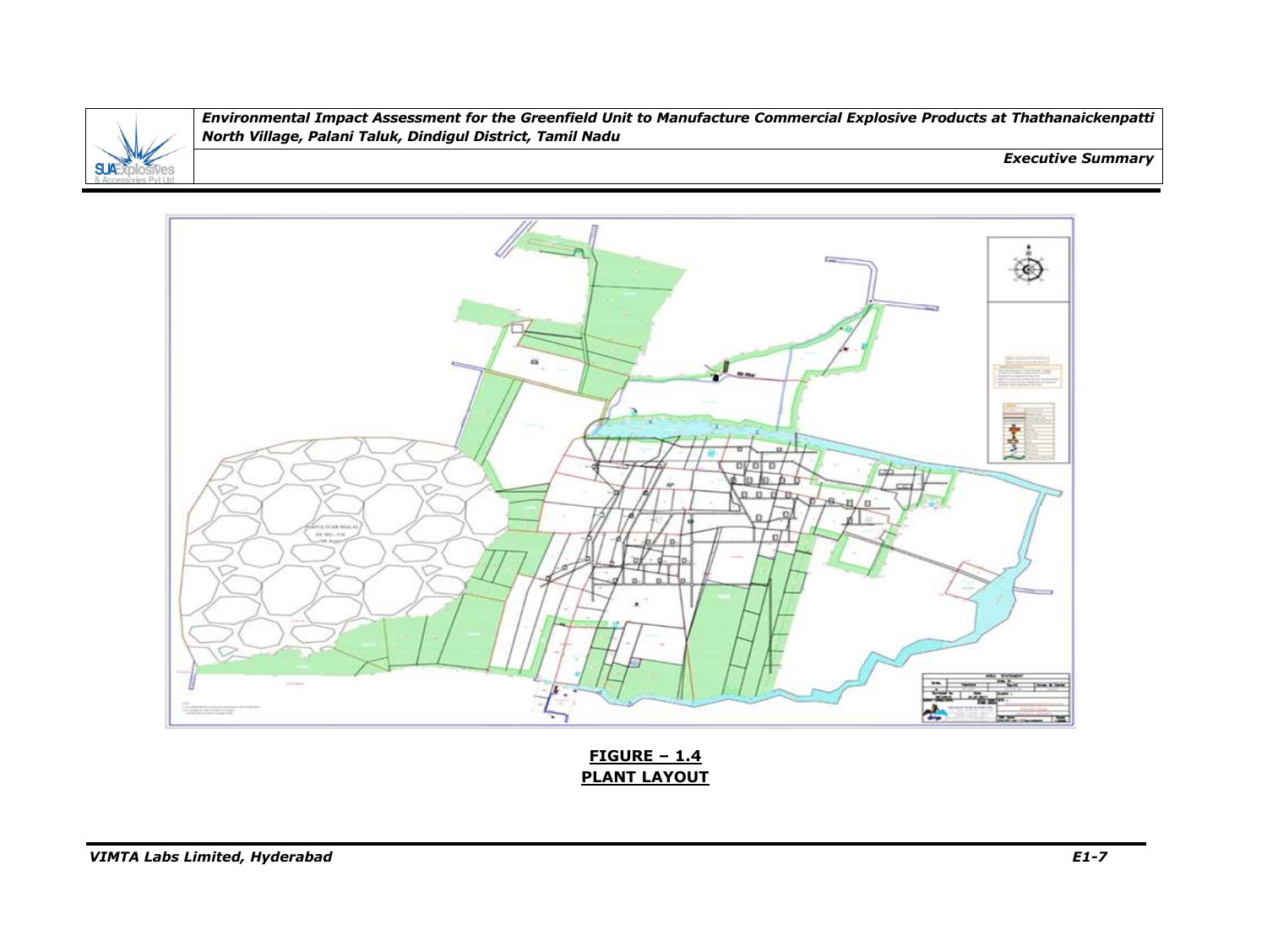**FIGURE – 1.4**
**PLANT LAYOUT**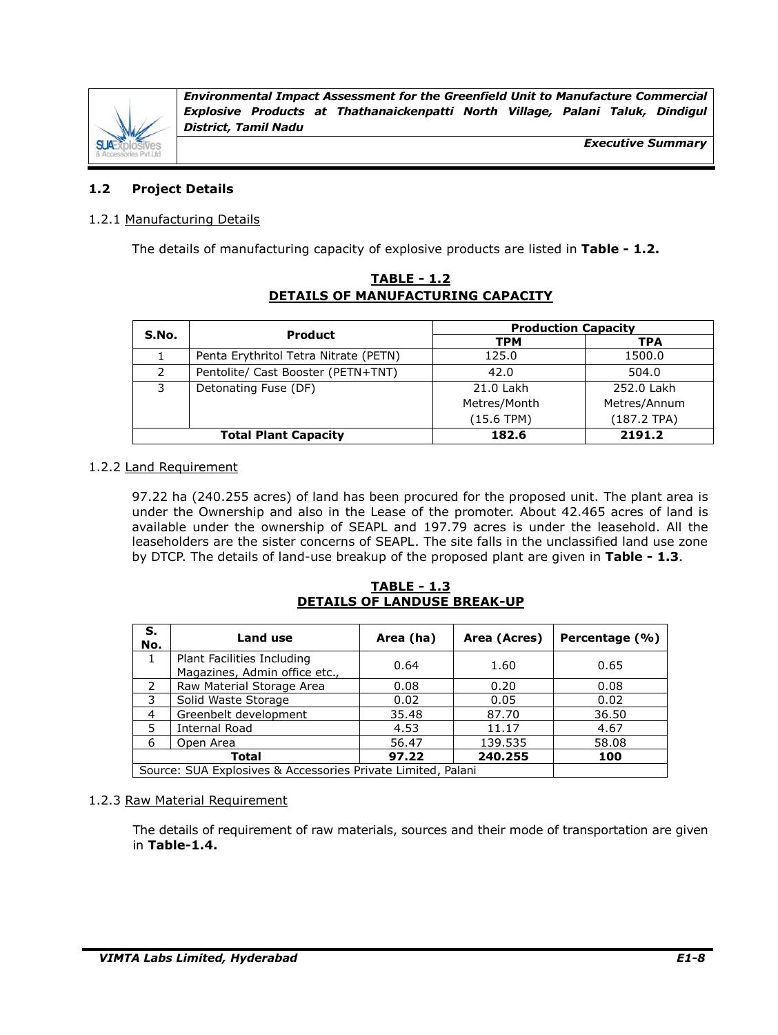## 1.2 Project Details

### 1.2.1 Manufacturing Details

The details of manufacturing capacity of explosive products are listed in **Table - 1.2.**

**TABLE - 1.2**
**DETAILS OF MANUFACTURING CAPACITY**

| S.No. | Product | Production Capacity | |
|---|---|---|---|
| | | TPM | TPA |
| 1 | Penta Erythritol Tetra Nitrate (PETN) | 125.0 | 1500.0 |
| 2 | Pentolite/ Cast Booster (PETN+TNT) | 42.0 | 504.0 |
| 3 | Detonating Fuse (DF) | 21.0 Lakh Metres/Month (15.6 TPM) | 252.0 Lakh Metres/Annum (187.2 TPA) |
| **Total Plant Capacity** | | **182.6** | **2191.2** |

### 1.2.2 Land Requirement

97.22 ha (240.255 acres) of land has been procured for the proposed unit. The plant area is under the Ownership and also in the Lease of the promoter. About 42.465 acres of land is available under the ownership of SEAPL and 197.79 acres is under the leasehold. All the leaseholders are the sister concerns of SEAPL. The site falls in the unclassified land use zone by DTCP. The details of land-use breakup of the proposed plant are given in **Table - 1.3**.

**TABLE - 1.3**
**DETAILS OF LANDUSE BREAK-UP**

| S. No. | Land use | Area (ha) | Area (Acres) | Percentage (%) |
|---|---|---|---|---|
| 1 | Plant Facilities Including Magazines, Admin office etc., | 0.64 | 1.60 | 0.65 |
| 2 | Raw Material Storage Area | 0.08 | 0.20 | 0.08 |
| 3 | Solid Waste Storage | 0.02 | 0.05 | 0.02 |
| 4 | Greenbelt development | 35.48 | 87.70 | 36.50 |
| 5 | Internal Road | 4.53 | 11.17 | 4.67 |
| 6 | Open Area | 56.47 | 139.535 | 58.08 |
| **Total** | | **97.22** | **240.255** | **100** |
| Source: SUA Explosives & Accessories Private Limited, Palani | | | | |

### 1.2.3 Raw Material Requirement

The details of requirement of raw materials, sources and their mode of transportation are given in **Table-1.4.**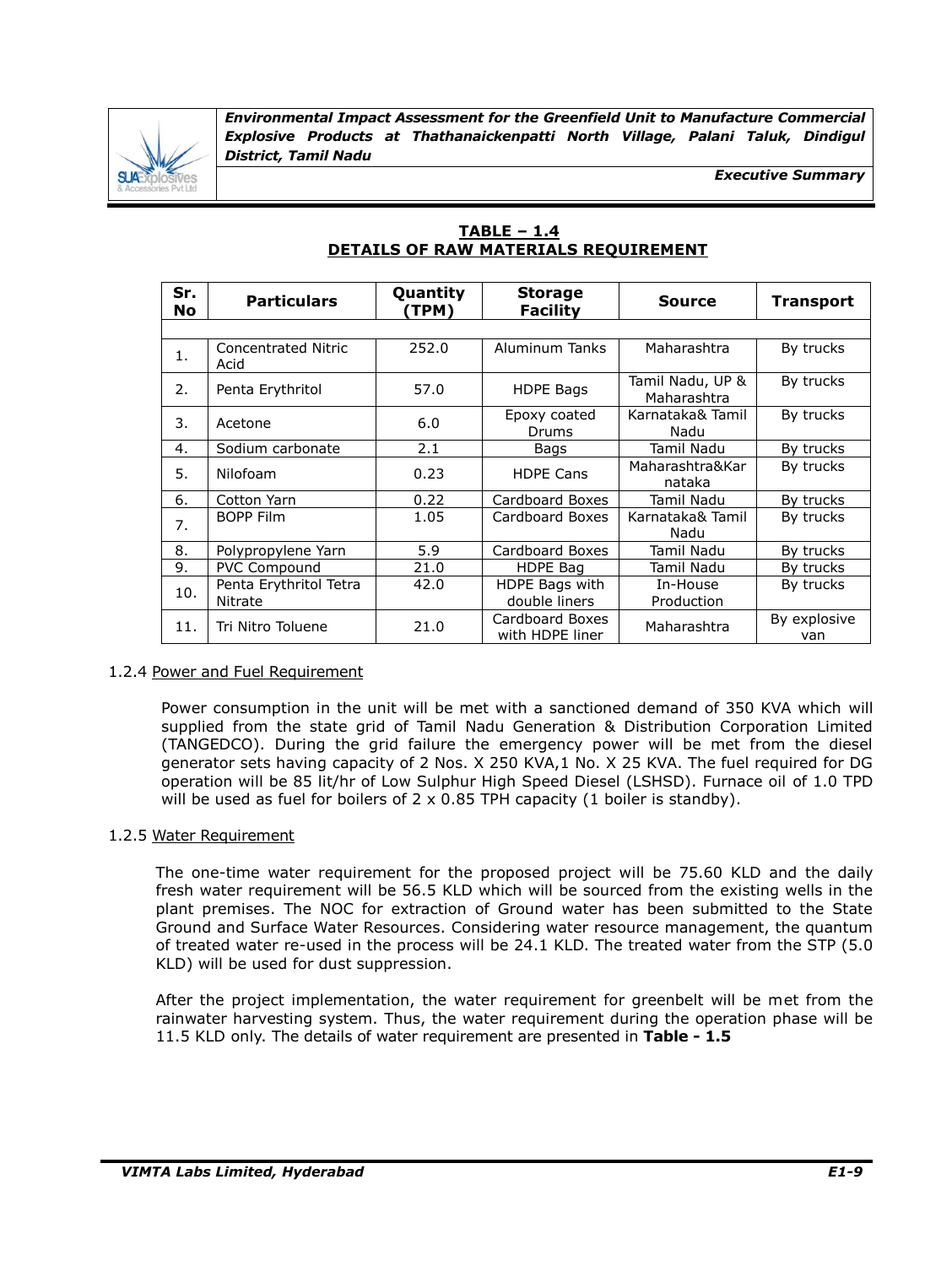**TABLE – 1.4**
**DETAILS OF RAW MATERIALS REQUIREMENT**

| Sr. No | Particulars | Quantity (TPM) | Storage Facility | Source | Transport |
|---|---|---|---|---|---|
| 1. | Concentrated Nitric Acid | 252.0 | Aluminum Tanks | Maharashtra | By trucks |
| 2. | Penta Erythritol | 57.0 | HDPE Bags | Tamil Nadu, UP & Maharashtra | By trucks |
| 3. | Acetone | 6.0 | Epoxy coated Drums | Karnataka& Tamil Nadu | By trucks |
| 4. | Sodium carbonate | 2.1 | Bags | Tamil Nadu | By trucks |
| 5. | Nilofoam | 0.23 | HDPE Cans | Maharashtra&Karnataka | By trucks |
| 6. | Cotton Yarn | 0.22 | Cardboard Boxes | Tamil Nadu | By trucks |
| 7. | BOPP Film | 1.05 | Cardboard Boxes | Karnataka& Tamil Nadu | By trucks |
| 8. | Polypropylene Yarn | 5.9 | Cardboard Boxes | Tamil Nadu | By trucks |
| 9. | PVC Compound | 21.0 | HDPE Bag | Tamil Nadu | By trucks |
| 10. | Penta Erythritol Tetra Nitrate | 42.0 | HDPE Bags with double liners | In-House Production | By trucks |
| 11. | Tri Nitro Toluene | 21.0 | Cardboard Boxes with HDPE liner | Maharashtra | By explosive van |

### 1.2.4 Power and Fuel Requirement

Power consumption in the unit will be met with a sanctioned demand of 350 KVA which will supplied from the state grid of Tamil Nadu Generation & Distribution Corporation Limited (TANGEDCO). During the grid failure the emergency power will be met from the diesel generator sets having capacity of 2 Nos. X 250 KVA,1 No. X 25 KVA. The fuel required for DG operation will be 85 lit/hr of Low Sulphur High Speed Diesel (LSHSD). Furnace oil of 1.0 TPD will be used as fuel for boilers of 2 x 0.85 TPH capacity (1 boiler is standby).

### 1.2.5 Water Requirement

The one-time water requirement for the proposed project will be 75.60 KLD and the daily fresh water requirement will be 56.5 KLD which will be sourced from the existing wells in the plant premises. The NOC for extraction of Ground water has been submitted to the State Ground and Surface Water Resources. Considering water resource management, the quantum of treated water re-used in the process will be 24.1 KLD. The treated water from the STP (5.0 KLD) will be used for dust suppression.

After the project implementation, the water requirement for greenbelt will be met from the rainwater harvesting system. Thus, the water requirement during the operation phase will be 11.5 KLD only. The details of water requirement are presented in **Table - 1.5**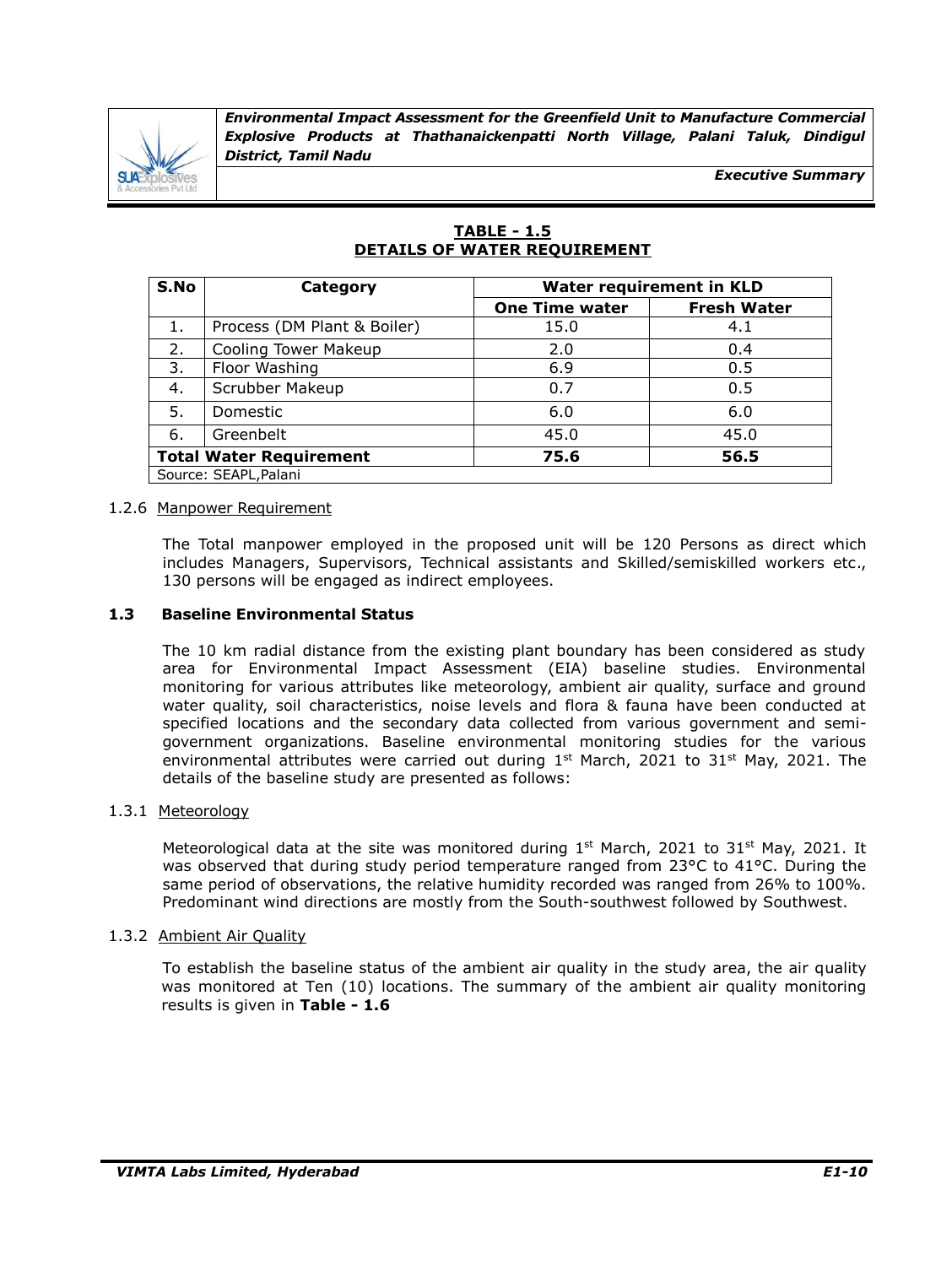**TABLE - 1.5**
**DETAILS OF WATER REQUIREMENT**

| S.No | Category | Water requirement in KLD | |
|---|---|---|---|
| | | One Time water | Fresh Water |
| 1. | Process (DM Plant & Boiler) | 15.0 | 4.1 |
| 2. | Cooling Tower Makeup | 2.0 | 0.4 |
| 3. | Floor Washing | 6.9 | 0.5 |
| 4. | Scrubber Makeup | 0.7 | 0.5 |
| 5. | Domestic | 6.0 | 6.0 |
| 6. | Greenbelt | 45.0 | 45.0 |
| **Total Water Requirement** | | **75.6** | **56.5** |

Source: SEAPL,Palani

### 1.2.6 Manpower Requirement

The Total manpower employed in the proposed unit will be 120 Persons as direct which includes Managers, Supervisors, Technical assistants and Skilled/semiskilled workers etc., 130 persons will be engaged as indirect employees.

## 1.3 Baseline Environmental Status

The 10 km radial distance from the existing plant boundary has been considered as study area for Environmental Impact Assessment (EIA) baseline studies. Environmental monitoring for various attributes like meteorology, ambient air quality, surface and ground water quality, soil characteristics, noise levels and flora & fauna have been conducted at specified locations and the secondary data collected from various government and semi-government organizations. Baseline environmental monitoring studies for the various environmental attributes were carried out during 1st March, 2021 to 31st May, 2021. The details of the baseline study are presented as follows:

### 1.3.1 Meteorology

Meteorological data at the site was monitored during 1st March, 2021 to 31st May, 2021. It was observed that during study period temperature ranged from 23°C to 41°C. During the same period of observations, the relative humidity recorded was ranged from 26% to 100%. Predominant wind directions are mostly from the South-southwest followed by Southwest.

### 1.3.2 Ambient Air Quality

To establish the baseline status of the ambient air quality in the study area, the air quality was monitored at Ten (10) locations. The summary of the ambient air quality monitoring results is given in **Table - 1.6**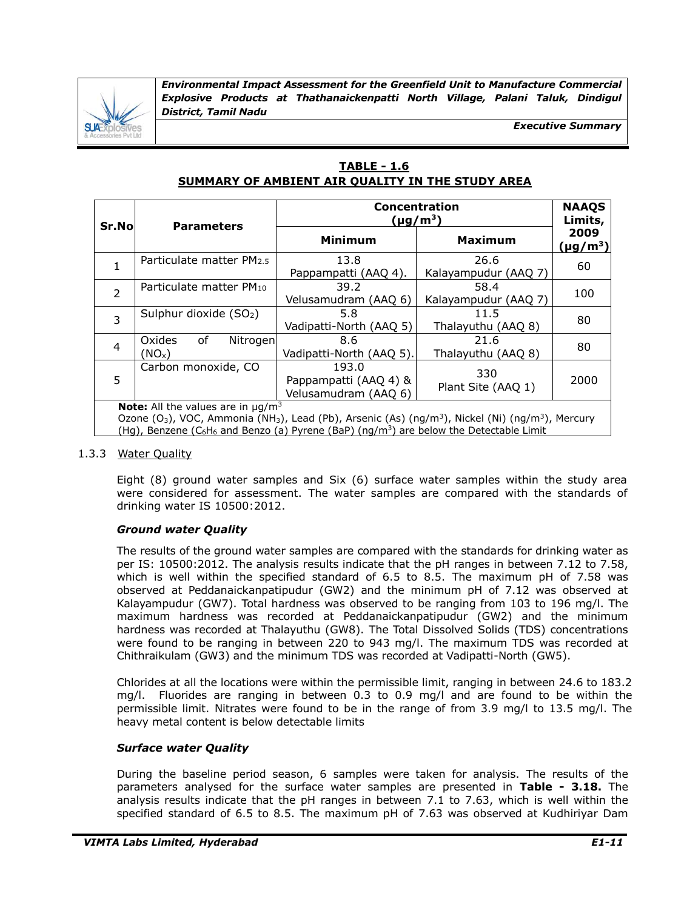**TABLE - 1.6**
**SUMMARY OF AMBIENT AIR QUALITY IN THE STUDY AREA**

| Sr.No | Parameters | Concentration (μg/m$^3$) | | NAAQS Limits, 2009 (μg/m$^3$) |
|---|---|---|---|---|
| | | Minimum | Maximum | |
| 1 | Particulate matter $PM_{2.5}$ | 13.8 Pappampatti (AAQ 4). | 26.6 Kalayampudur (AAQ 7) | 60 |
| 2 | Particulate matter $PM_{10}$ | 39.2 Velusamudram (AAQ 6) | 58.4 Kalayampudur (AAQ 7) | 100 |
| 3 | Sulphur dioxide ($SO_2$) | 5.8 Vadipatti-North (AAQ 5) | 11.5 Thalayuthu (AAQ 8) | 80 |
| 4 | Oxides of Nitrogen ($NO_x$) | 8.6 Vadipatti-North (AAQ 5). | 21.6 Thalayuthu (AAQ 8) | 80 |
| 5 | Carbon monoxide, CO | 193.0 Pappampatti (AAQ 4) & Velusamudram (AAQ 6) | 330 Plant Site (AAQ 1) | 2000 |

**Note:** All the values are in μg/m$^3$
Ozone ($O_3$), VOC, Ammonia ($NH_3$), Lead (Pb), Arsenic (As) (ng/m$^3$), Nickel (Ni) (ng/m$^3$), Mercury (Hg), Benzene ($C_6H_6$ and Benzo (a) Pyrene (BaP) (ng/m$^3$) are below the Detectable Limit

### 1.3.3 Water Quality

Eight (8) ground water samples and Six (6) surface water samples within the study area were considered for assessment. The water samples are compared with the standards of drinking water IS 10500:2012.

***Ground water Quality***

The results of the ground water samples are compared with the standards for drinking water as per IS: 10500:2012. The analysis results indicate that the pH ranges in between 7.12 to 7.58, which is well within the specified standard of 6.5 to 8.5. The maximum pH of 7.58 was observed at Peddanaickanpatipudur (GW2) and the minimum pH of 7.12 was observed at Kalayampudur (GW7). Total hardness was observed to be ranging from 103 to 196 mg/l. The maximum hardness was recorded at Peddanaickanpatipudur (GW2) and the minimum hardness was recorded at Thalayuthu (GW8). The Total Dissolved Solids (TDS) concentrations were found to be ranging in between 220 to 943 mg/l. The maximum TDS was recorded at Chithraikulam (GW3) and the minimum TDS was recorded at Vadipatti-North (GW5).

Chlorides at all the locations were within the permissible limit, ranging in between 24.6 to 183.2 mg/l. Fluorides are ranging in between 0.3 to 0.9 mg/l and are found to be within the permissible limit. Nitrates were found to be in the range of from 3.9 mg/l to 13.5 mg/l. The heavy metal content is below detectable limits

***Surface water Quality***

During the baseline period season, 6 samples were taken for analysis. The results of the parameters analysed for the surface water samples are presented in **Table - 3.18.** The analysis results indicate that the pH ranges in between 7.1 to 7.63, which is well within the specified standard of 6.5 to 8.5. The maximum pH of 7.63 was observed at Kudhiriyar Dam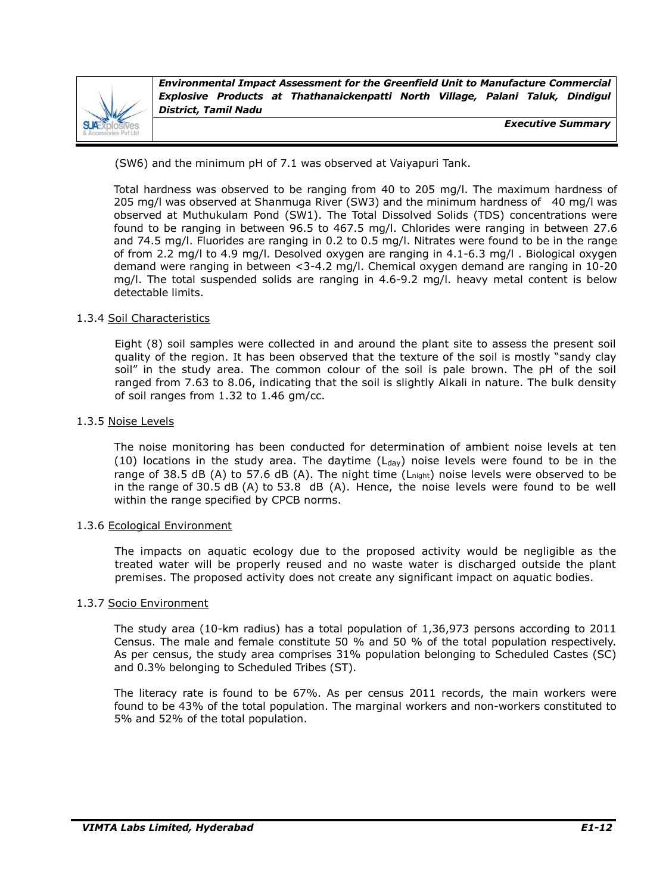(SW6) and the minimum pH of 7.1 was observed at Vaiyapuri Tank.

Total hardness was observed to be ranging from 40 to 205 mg/l. The maximum hardness of 205 mg/l was observed at Shanmuga River (SW3) and the minimum hardness of 40 mg/l was observed at Muthukulam Pond (SW1). The Total Dissolved Solids (TDS) concentrations were found to be ranging in between 96.5 to 467.5 mg/l. Chlorides were ranging in between 27.6 and 74.5 mg/l. Fluorides are ranging in 0.2 to 0.5 mg/l. Nitrates were found to be in the range of from 2.2 mg/l to 4.9 mg/l. Desolved oxygen are ranging in 4.1-6.3 mg/l . Biological oxygen demand were ranging in between <3-4.2 mg/l. Chemical oxygen demand are ranging in 10-20 mg/l. The total suspended solids are ranging in 4.6-9.2 mg/l. heavy metal content is below detectable limits.

### 1.3.4 Soil Characteristics

Eight (8) soil samples were collected in and around the plant site to assess the present soil quality of the region. It has been observed that the texture of the soil is mostly "sandy clay soil" in the study area. The common colour of the soil is pale brown. The pH of the soil ranged from 7.63 to 8.06, indicating that the soil is slightly Alkali in nature. The bulk density of soil ranges from 1.32 to 1.46 gm/cc.

### 1.3.5 Noise Levels

The noise monitoring has been conducted for determination of ambient noise levels at ten (10) locations in the study area. The daytime ($L_{day}$) noise levels were found to be in the range of 38.5 dB (A) to 57.6 dB (A). The night time ($L_{night}$) noise levels were observed to be in the range of 30.5 dB (A) to 53.8 dB (A). Hence, the noise levels were found to be well within the range specified by CPCB norms.

### 1.3.6 Ecological Environment

The impacts on aquatic ecology due to the proposed activity would be negligible as the treated water will be properly reused and no waste water is discharged outside the plant premises. The proposed activity does not create any significant impact on aquatic bodies.

### 1.3.7 Socio Environment

The study area (10-km radius) has a total population of 1,36,973 persons according to 2011 Census. The male and female constitute 50 % and 50 % of the total population respectively. As per census, the study area comprises 31% population belonging to Scheduled Castes (SC) and 0.3% belonging to Scheduled Tribes (ST).

The literacy rate is found to be 67%. As per census 2011 records, the main workers were found to be 43% of the total population. The marginal workers and non-workers constituted to 5% and 52% of the total population.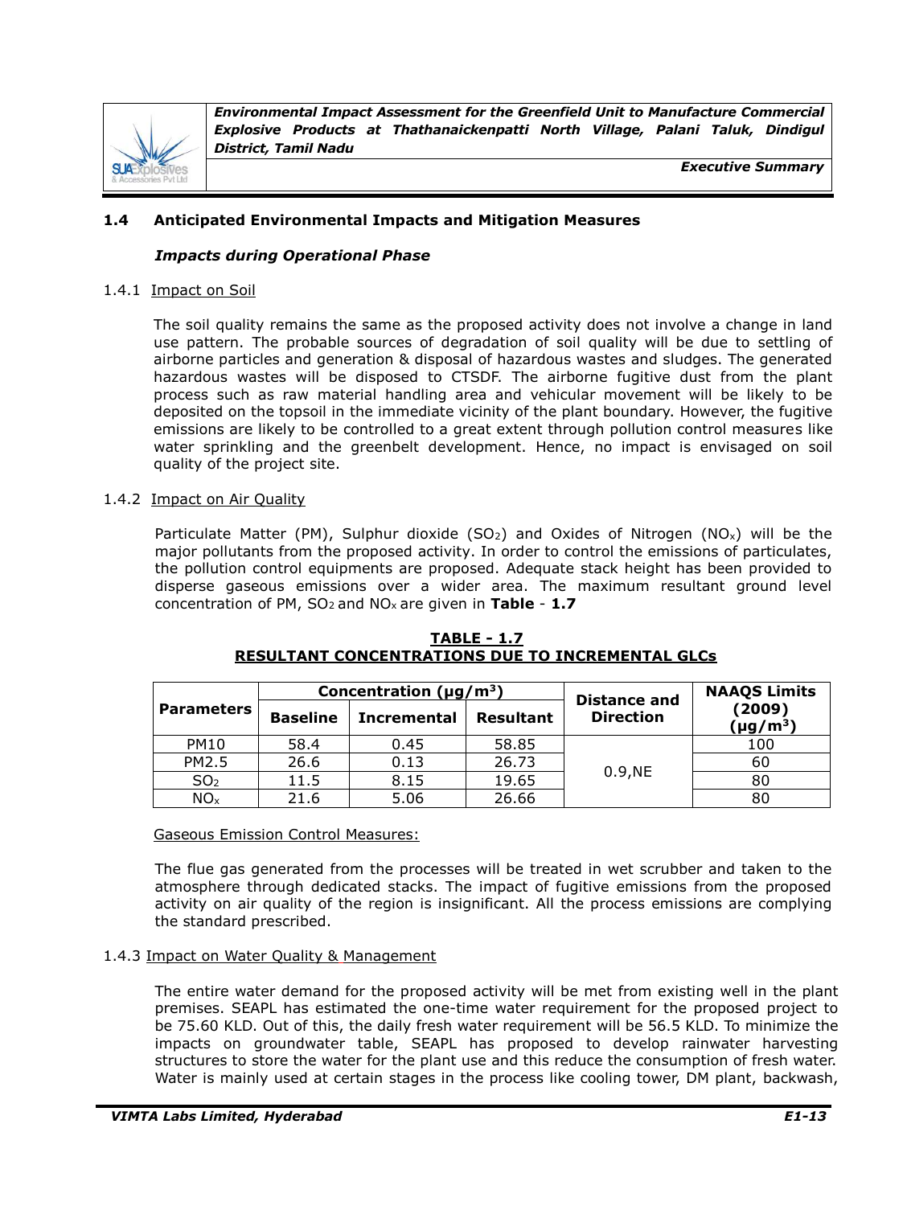## 1.4 Anticipated Environmental Impacts and Mitigation Measures

### *Impacts during Operational Phase*

#### 1.4.1 Impact on Soil

The soil quality remains the same as the proposed activity does not involve a change in land use pattern. The probable sources of degradation of soil quality will be due to settling of airborne particles and generation & disposal of hazardous wastes and sludges. The generated hazardous wastes will be disposed to CTSDF. The airborne fugitive dust from the plant process such as raw material handling area and vehicular movement will be likely to be deposited on the topsoil in the immediate vicinity of the plant boundary. However, the fugitive emissions are likely to be controlled to a great extent through pollution control measures like water sprinkling and the greenbelt development. Hence, no impact is envisaged on soil quality of the project site.

#### 1.4.2 Impact on Air Quality

Particulate Matter (PM), Sulphur dioxide ($SO_2$) and Oxides of Nitrogen ($NO_x$) will be the major pollutants from the proposed activity. In order to control the emissions of particulates, the pollution control equipments are proposed. Adequate stack height has been provided to disperse gaseous emissions over a wider area. The maximum resultant ground level concentration of PM, $SO_2$ and $NO_x$ are given in **Table - 1.7**

**TABLE - 1.7**
**RESULTANT CONCENTRATIONS DUE TO INCREMENTAL GLCs**

| Parameters | Concentration (µg/m³) | | | Distance and Direction | NAAQS Limits (2009) (µg/m³) |
|---|---|---|---|---|---|
| | Baseline | Incremental | Resultant | | |
| PM10 | 58.4 | 0.45 | 58.85 | 0.9,NE | 100 |
| PM2.5 | 26.6 | 0.13 | 26.73 | | 60 |
| $SO_2$ | 11.5 | 8.15 | 19.65 | | 80 |
| $NO_x$ | 21.6 | 5.06 | 26.66 | | 80 |

Gaseous Emission Control Measures:

The flue gas generated from the processes will be treated in wet scrubber and taken to the atmosphere through dedicated stacks. The impact of fugitive emissions from the proposed activity on air quality of the region is insignificant. All the process emissions are complying the standard prescribed.

#### 1.4.3 Impact on Water Quality & Management

The entire water demand for the proposed activity will be met from existing well in the plant premises. SEAPL has estimated the one-time water requirement for the proposed project to be 75.60 KLD. Out of this, the daily fresh water requirement will be 56.5 KLD. To minimize the impacts on groundwater table, SEAPL has proposed to develop rainwater harvesting structures to store the water for the plant use and this reduce the consumption of fresh water. Water is mainly used at certain stages in the process like cooling tower, DM plant, backwash,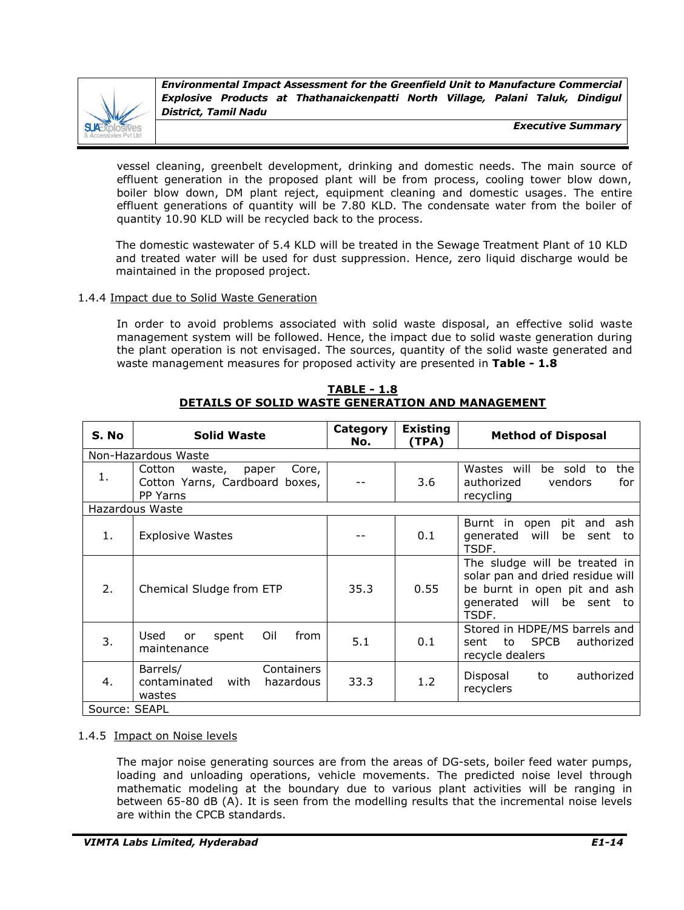vessel cleaning, greenbelt development, drinking and domestic needs. The main source of effluent generation in the proposed plant will be from process, cooling tower blow down, boiler blow down, DM plant reject, equipment cleaning and domestic usages. The entire effluent generations of quantity will be 7.80 KLD. The condensate water from the boiler of quantity 10.90 KLD will be recycled back to the process.

The domestic wastewater of 5.4 KLD will be treated in the Sewage Treatment Plant of 10 KLD and treated water will be used for dust suppression. Hence, zero liquid discharge would be maintained in the proposed project.

1.4.4 Impact due to Solid Waste Generation

In order to avoid problems associated with solid waste disposal, an effective solid waste management system will be followed. Hence, the impact due to solid waste generation during the plant operation is not envisaged. The sources, quantity of the solid waste generated and waste management measures for proposed activity are presented in **Table - 1.8**

**TABLE - 1.8**
**DETAILS OF SOLID WASTE GENERATION AND MANAGEMENT**

| S. No | Solid Waste | Category No. | Existing (TPA) | Method of Disposal |
|---|---|---|---|---|
| Non-Hazardous Waste | | | | |
| 1. | Cotton waste, paper Core, Cotton Yarns, Cardboard boxes, PP Yarns | -- | 3.6 | Wastes will be sold to the authorized vendors for recycling |
| Hazardous Waste | | | | |
| 1. | Explosive Wastes | -- | 0.1 | Burnt in open pit and ash generated will be sent to TSDF. |
| 2. | Chemical Sludge from ETP | 35.3 | 0.55 | The sludge will be treated in solar pan and dried residue will be burnt in open pit and ash generated will be sent to TSDF. |
| 3. | Used or spent Oil from maintenance | 5.1 | 0.1 | Stored in HDPE/MS barrels and sent to SPCB authorized recycle dealers |
| 4. | Barrels/ Containers contaminated with hazardous wastes | 33.3 | 1.2 | Disposal to authorized recyclers |
| Source: SEAPL | | | | |

1.4.5 Impact on Noise levels

The major noise generating sources are from the areas of DG-sets, boiler feed water pumps, loading and unloading operations, vehicle movements. The predicted noise level through mathematic modeling at the boundary due to various plant activities will be ranging in between 65-80 dB (A). It is seen from the modelling results that the incremental noise levels are within the CPCB standards.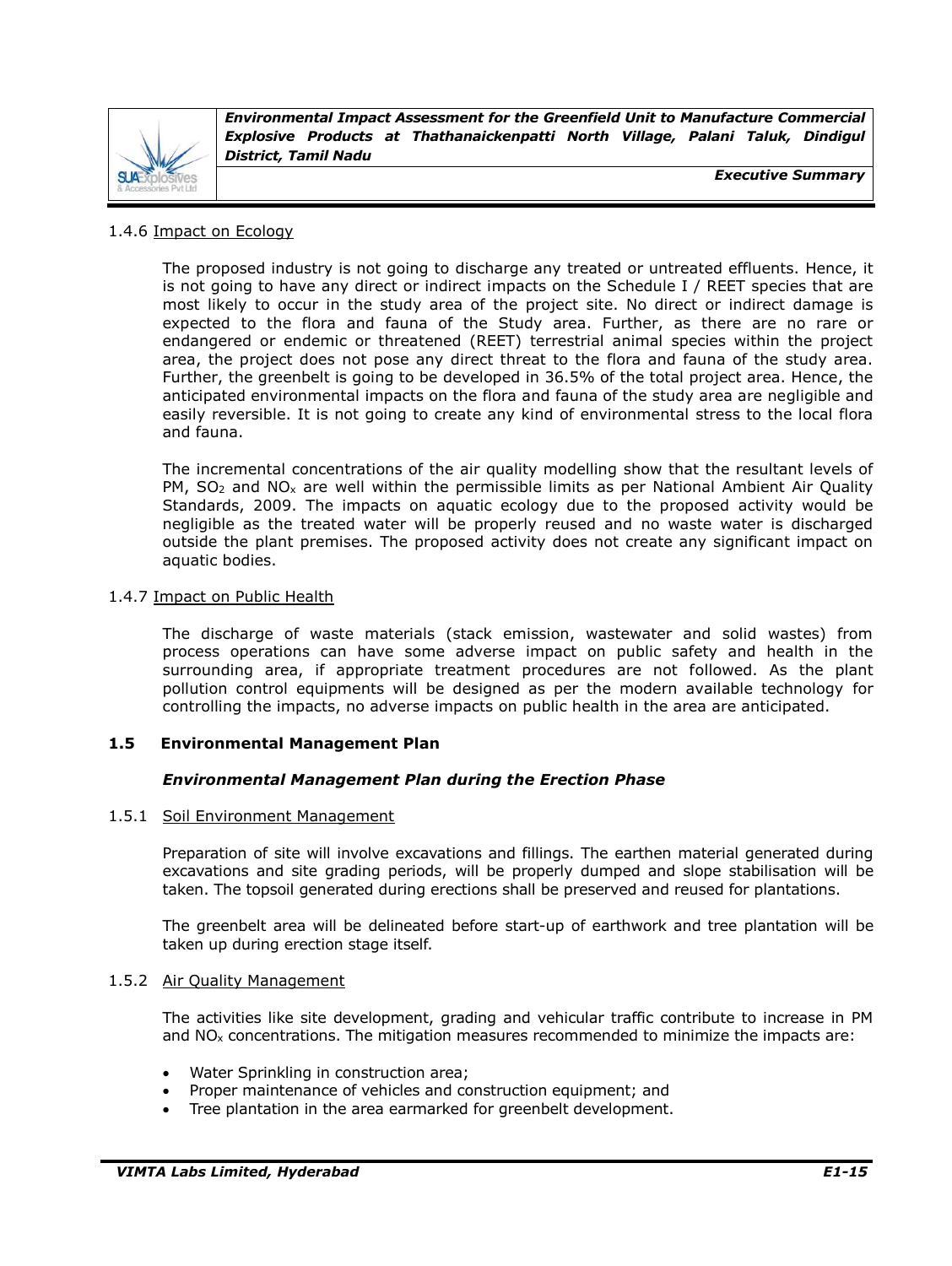#### 1.4.6 Impact on Ecology

The proposed industry is not going to discharge any treated or untreated effluents. Hence, it is not going to have any direct or indirect impacts on the Schedule I / REET species that are most likely to occur in the study area of the project site. No direct or indirect damage is expected to the flora and fauna of the Study area. Further, as there are no rare or endangered or endemic or threatened (REET) terrestrial animal species within the project area, the project does not pose any direct threat to the flora and fauna of the study area. Further, the greenbelt is going to be developed in 36.5% of the total project area. Hence, the anticipated environmental impacts on the flora and fauna of the study area are negligible and easily reversible. It is not going to create any kind of environmental stress to the local flora and fauna.

The incremental concentrations of the air quality modelling show that the resultant levels of PM, $SO_2$ and $NO_x$ are well within the permissible limits as per National Ambient Air Quality Standards, 2009. The impacts on aquatic ecology due to the proposed activity would be negligible as the treated water will be properly reused and no waste water is discharged outside the plant premises. The proposed activity does not create any significant impact on aquatic bodies.

#### 1.4.7 Impact on Public Health

The discharge of waste materials (stack emission, wastewater and solid wastes) from process operations can have some adverse impact on public safety and health in the surrounding area, if appropriate treatment procedures are not followed. As the plant pollution control equipments will be designed as per the modern available technology for controlling the impacts, no adverse impacts on public health in the area are anticipated.

## 1.5 Environmental Management Plan

***Environmental Management Plan during the Erection Phase***

#### 1.5.1 Soil Environment Management

Preparation of site will involve excavations and fillings. The earthen material generated during excavations and site grading periods, will be properly dumped and slope stabilisation will be taken. The topsoil generated during erections shall be preserved and reused for plantations.

The greenbelt area will be delineated before start-up of earthwork and tree plantation will be taken up during erection stage itself.

#### 1.5.2 Air Quality Management

The activities like site development, grading and vehicular traffic contribute to increase in PM and $NO_x$ concentrations. The mitigation measures recommended to minimize the impacts are:

- Water Sprinkling in construction area;
- Proper maintenance of vehicles and construction equipment; and
- Tree plantation in the area earmarked for greenbelt development.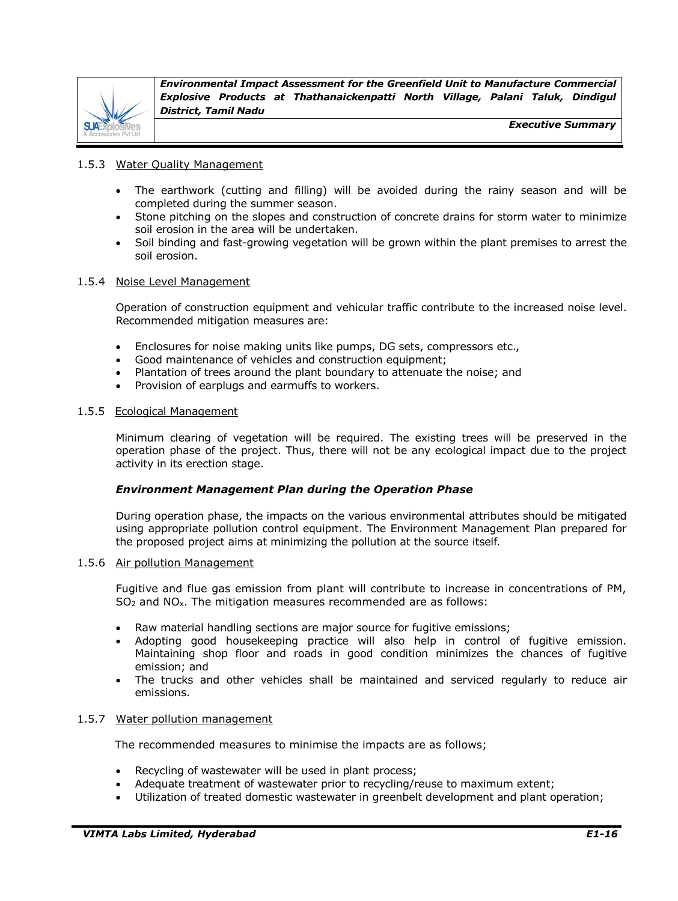### 1.5.3 Water Quality Management

- The earthwork (cutting and filling) will be avoided during the rainy season and will be completed during the summer season.
- Stone pitching on the slopes and construction of concrete drains for storm water to minimize soil erosion in the area will be undertaken.
- Soil binding and fast-growing vegetation will be grown within the plant premises to arrest the soil erosion.

### 1.5.4 Noise Level Management

Operation of construction equipment and vehicular traffic contribute to the increased noise level. Recommended mitigation measures are:

- Enclosures for noise making units like pumps, DG sets, compressors etc.,
- Good maintenance of vehicles and construction equipment;
- Plantation of trees around the plant boundary to attenuate the noise; and
- Provision of earplugs and earmuffs to workers.

### 1.5.5 Ecological Management

Minimum clearing of vegetation will be required. The existing trees will be preserved in the operation phase of the project. Thus, there will not be any ecological impact due to the project activity in its erection stage.

***Environment Management Plan during the Operation Phase***

During operation phase, the impacts on the various environmental attributes should be mitigated using appropriate pollution control equipment. The Environment Management Plan prepared for the proposed project aims at minimizing the pollution at the source itself.

### 1.5.6 Air pollution Management

Fugitive and flue gas emission from plant will contribute to increase in concentrations of PM, $SO_2$ and $NO_x$. The mitigation measures recommended are as follows:

- Raw material handling sections are major source for fugitive emissions;
- Adopting good housekeeping practice will also help in control of fugitive emission. Maintaining shop floor and roads in good condition minimizes the chances of fugitive emission; and
- The trucks and other vehicles shall be maintained and serviced regularly to reduce air emissions.

### 1.5.7 Water pollution management

The recommended measures to minimise the impacts are as follows;

- Recycling of wastewater will be used in plant process;
- Adequate treatment of wastewater prior to recycling/reuse to maximum extent;
- Utilization of treated domestic wastewater in greenbelt development and plant operation;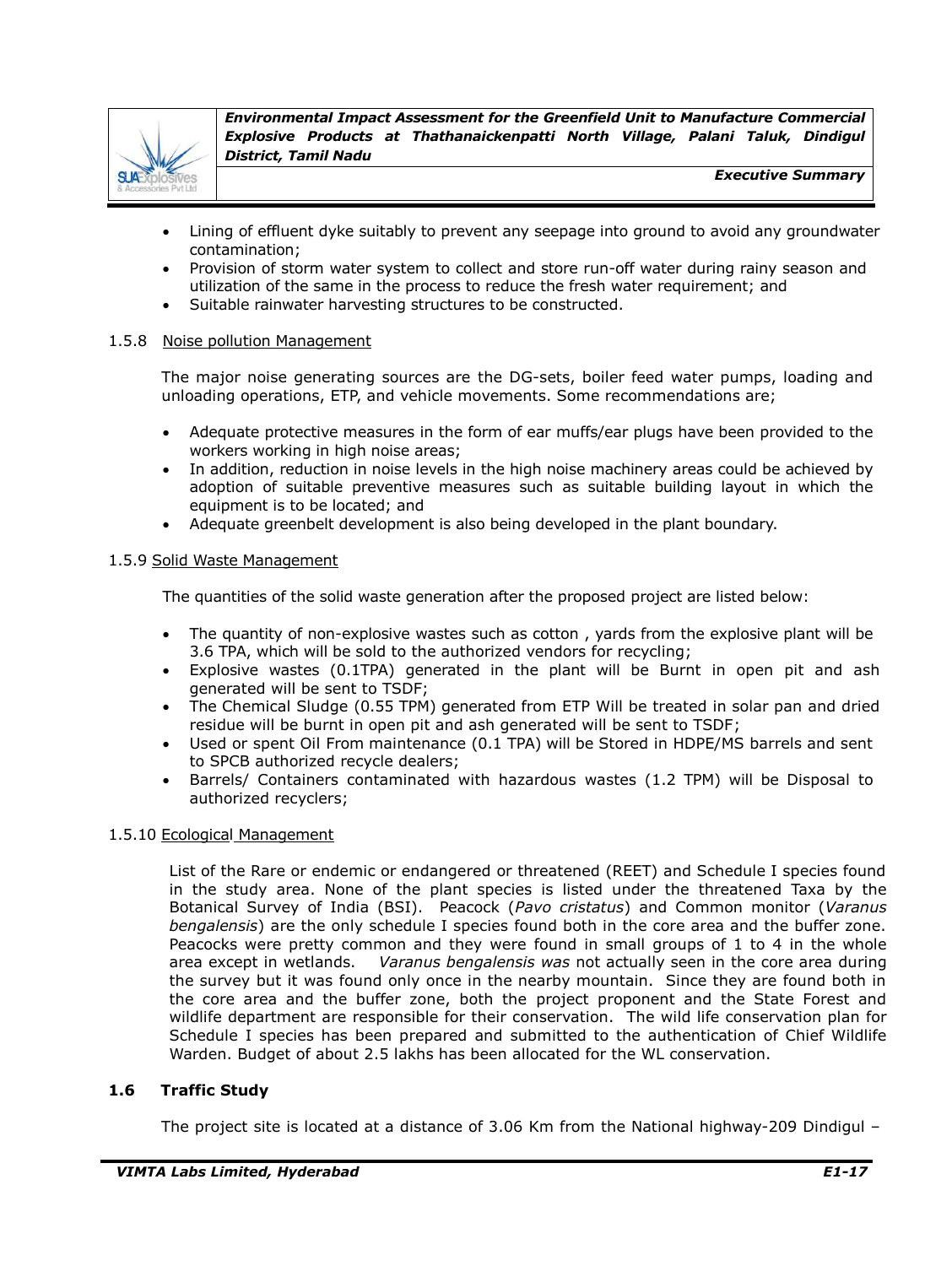- Lining of effluent dyke suitably to prevent any seepage into ground to avoid any groundwater contamination;
- Provision of storm water system to collect and store run-off water during rainy season and utilization of the same in the process to reduce the fresh water requirement; and
- Suitable rainwater harvesting structures to be constructed.

### 1.5.8 Noise pollution Management

The major noise generating sources are the DG-sets, boiler feed water pumps, loading and unloading operations, ETP, and vehicle movements. Some recommendations are;

- Adequate protective measures in the form of ear muffs/ear plugs have been provided to the workers working in high noise areas;
- In addition, reduction in noise levels in the high noise machinery areas could be achieved by adoption of suitable preventive measures such as suitable building layout in which the equipment is to be located; and
- Adequate greenbelt development is also being developed in the plant boundary.

### 1.5.9 Solid Waste Management

The quantities of the solid waste generation after the proposed project are listed below:

- The quantity of non-explosive wastes such as cotton , yards from the explosive plant will be 3.6 TPA, which will be sold to the authorized vendors for recycling;
- Explosive wastes (0.1TPA) generated in the plant will be Burnt in open pit and ash generated will be sent to TSDF;
- The Chemical Sludge (0.55 TPM) generated from ETP Will be treated in solar pan and dried residue will be burnt in open pit and ash generated will be sent to TSDF;
- Used or spent Oil From maintenance (0.1 TPA) will be Stored in HDPE/MS barrels and sent to SPCB authorized recycle dealers;
- Barrels/ Containers contaminated with hazardous wastes (1.2 TPM) will be Disposal to authorized recyclers;

### 1.5.10 Ecological Management

List of the Rare or endemic or endangered or threatened (REET) and Schedule I species found in the study area. None of the plant species is listed under the threatened Taxa by the Botanical Survey of India (BSI). Peacock (*Pavo cristatus*) and Common monitor (*Varanus bengalensis*) are the only schedule I species found both in the core area and the buffer zone. Peacocks were pretty common and they were found in small groups of 1 to 4 in the whole area except in wetlands. *Varanus bengalensis was* not actually seen in the core area during the survey but it was found only once in the nearby mountain. Since they are found both in the core area and the buffer zone, both the project proponent and the State Forest and wildlife department are responsible for their conservation. The wild life conservation plan for Schedule I species has been prepared and submitted to the authentication of Chief Wildlife Warden. Budget of about 2.5 lakhs has been allocated for the WL conservation.

## 1.6 Traffic Study

The project site is located at a distance of 3.06 Km from the National highway-209 Dindigul –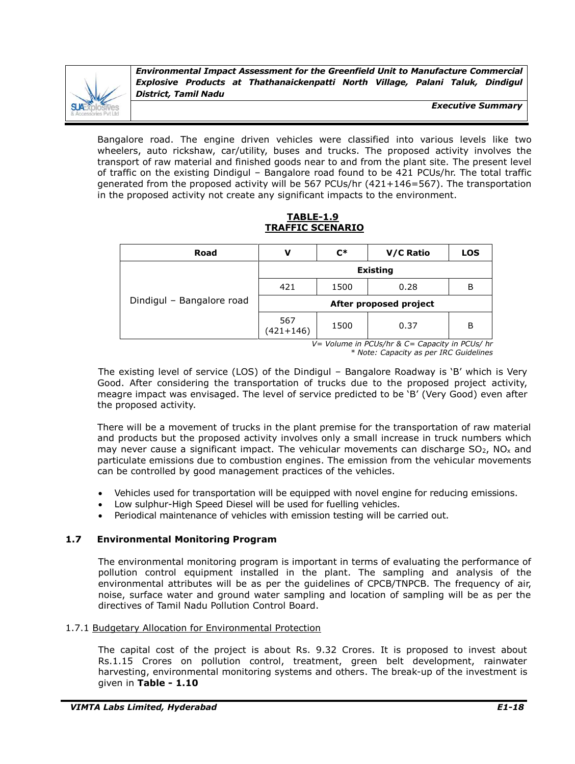Bangalore road. The engine driven vehicles were classified into various levels like two wheelers, auto rickshaw, car/utility, buses and trucks. The proposed activity involves the transport of raw material and finished goods near to and from the plant site. The present level of traffic on the existing Dindigul – Bangalore road found to be 421 PCUs/hr. The total traffic generated from the proposed activity will be 567 PCUs/hr (421+146=567). The transportation in the proposed activity not create any significant impacts to the environment.

**TABLE-1.9**
**TRAFFIC SCENARIO**

| Road | V | C* | V/C Ratio | LOS |
|---|---|---|---|---|
| Dindigul – Bangalore road | Existing | | | |
| | 421 | 1500 | 0.28 | B |
| | After proposed project | | | |
| | 567 (421+146) | 1500 | 0.37 | B |

*V= Volume in PCUs/hr & C= Capacity in PCUs/ hr*
*\* Note: Capacity as per IRC Guidelines*

The existing level of service (LOS) of the Dindigul – Bangalore Roadway is 'B' which is Very Good. After considering the transportation of trucks due to the proposed project activity, meagre impact was envisaged. The level of service predicted to be 'B' (Very Good) even after the proposed activity.

There will be a movement of trucks in the plant premise for the transportation of raw material and products but the proposed activity involves only a small increase in truck numbers which may never cause a significant impact. The vehicular movements can discharge $SO_2$, $NO_x$ and particulate emissions due to combustion engines. The emission from the vehicular movements can be controlled by good management practices of the vehicles.

- Vehicles used for transportation will be equipped with novel engine for reducing emissions.
- Low sulphur-High Speed Diesel will be used for fuelling vehicles.
- Periodical maintenance of vehicles with emission testing will be carried out.

## 1.7 Environmental Monitoring Program

The environmental monitoring program is important in terms of evaluating the performance of pollution control equipment installed in the plant. The sampling and analysis of the environmental attributes will be as per the guidelines of CPCB/TNPCB. The frequency of air, noise, surface water and ground water sampling and location of sampling will be as per the directives of Tamil Nadu Pollution Control Board.

### 1.7.1 Budgetary Allocation for Environmental Protection

The capital cost of the project is about Rs. 9.32 Crores. It is proposed to invest about Rs.1.15 Crores on pollution control, treatment, green belt development, rainwater harvesting, environmental monitoring systems and others. The break-up of the investment is given in **Table - 1.10**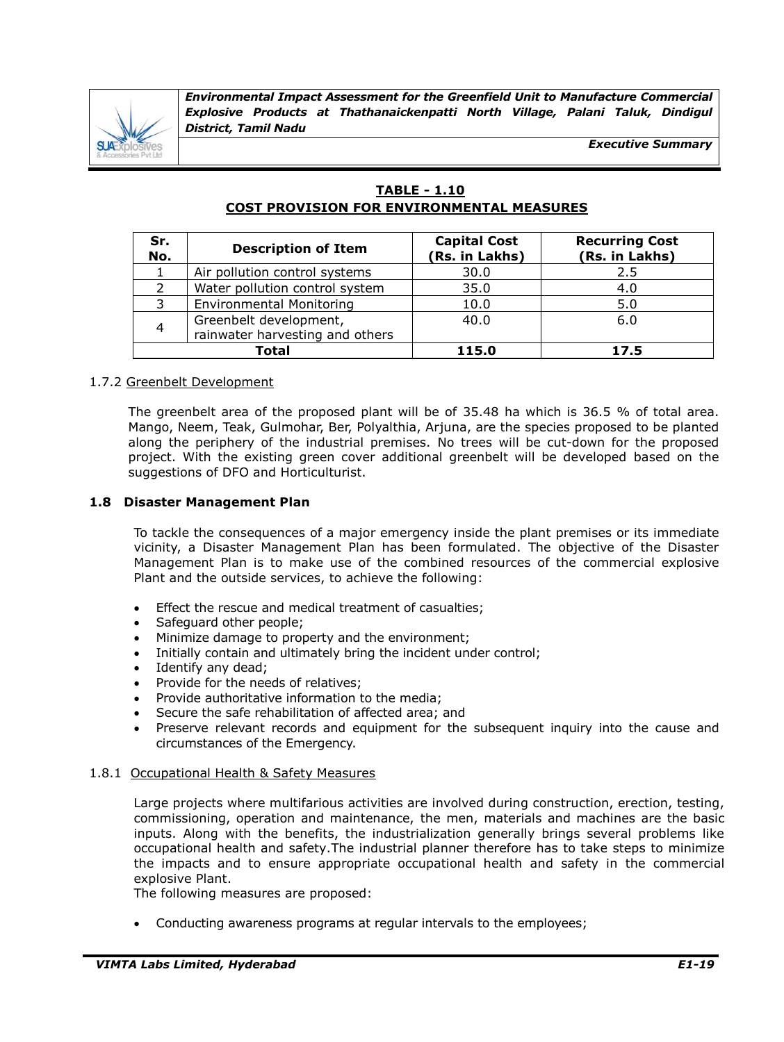**TABLE - 1.10**
**COST PROVISION FOR ENVIRONMENTAL MEASURES**

| Sr. No. | Description of Item | Capital Cost (Rs. in Lakhs) | Recurring Cost (Rs. in Lakhs) |
|---|---|---|---|
| 1 | Air pollution control systems | 30.0 | 2.5 |
| 2 | Water pollution control system | 35.0 | 4.0 |
| 3 | Environmental Monitoring | 10.0 | 5.0 |
| 4 | Greenbelt development, rainwater harvesting and others | 40.0 | 6.0 |
| **Total** | | **115.0** | **17.5** |

1.7.2 Greenbelt Development

The greenbelt area of the proposed plant will be of 35.48 ha which is 36.5 % of total area. Mango, Neem, Teak, Gulmohar, Ber, Polyalthia, Arjuna, are the species proposed to be planted along the periphery of the industrial premises. No trees will be cut-down for the proposed project. With the existing green cover additional greenbelt will be developed based on the suggestions of DFO and Horticulturist.

## 1.8 Disaster Management Plan

To tackle the consequences of a major emergency inside the plant premises or its immediate vicinity, a Disaster Management Plan has been formulated. The objective of the Disaster Management Plan is to make use of the combined resources of the commercial explosive Plant and the outside services, to achieve the following:

- Effect the rescue and medical treatment of casualties;
- Safeguard other people;
- Minimize damage to property and the environment;
- Initially contain and ultimately bring the incident under control;
- Identify any dead;
- Provide for the needs of relatives;
- Provide authoritative information to the media;
- Secure the safe rehabilitation of affected area; and
- Preserve relevant records and equipment for the subsequent inquiry into the cause and circumstances of the Emergency.

1.8.1 Occupational Health & Safety Measures

Large projects where multifarious activities are involved during construction, erection, testing, commissioning, operation and maintenance, the men, materials and machines are the basic inputs. Along with the benefits, the industrialization generally brings several problems like occupational health and safety.The industrial planner therefore has to take steps to minimize the impacts and to ensure appropriate occupational health and safety in the commercial explosive Plant.

The following measures are proposed:

- Conducting awareness programs at regular intervals to the employees;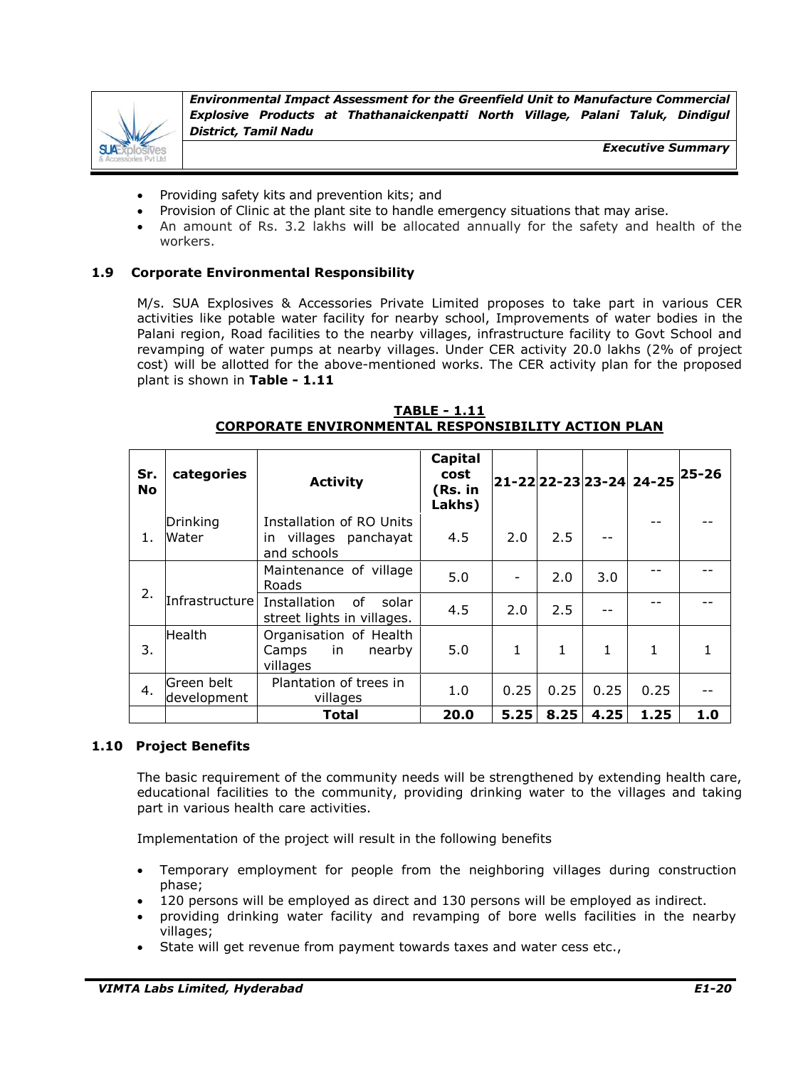- Providing safety kits and prevention kits; and
- Provision of Clinic at the plant site to handle emergency situations that may arise.
- An amount of Rs. 3.2 lakhs will be allocated annually for the safety and health of the workers.

### 1.9 Corporate Environmental Responsibility

M/s. SUA Explosives & Accessories Private Limited proposes to take part in various CER activities like potable water facility for nearby school, Improvements of water bodies in the Palani region, Road facilities to the nearby villages, infrastructure facility to Govt School and revamping of water pumps at nearby villages. Under CER activity 20.0 lakhs (2% of project cost) will be allotted for the above-mentioned works. The CER activity plan for the proposed plant is shown in **Table - 1.11**

**TABLE - 1.11**
**CORPORATE ENVIRONMENTAL RESPONSIBILITY ACTION PLAN**

| Sr. No | categories | Activity | Capital cost (Rs. in Lakhs) | 21-22 | 22-23 | 23-24 | 24-25 | 25-26 |
|---|---|---|---|---|---|---|---|---|
| 1. | Drinking Water | Installation of RO Units in villages panchayat and schools | 4.5 | 2.0 | 2.5 | -- | -- | -- |
| 2. | Infrastructure | Maintenance of village Roads | 5.0 | - | 2.0 | 3.0 | -- | -- |
| | | Installation of solar street lights in villages. | 4.5 | 2.0 | 2.5 | -- | -- | -- |
| 3. | Health | Organisation of Health Camps in nearby villages | 5.0 | 1 | 1 | 1 | 1 | 1 |
| 4. | Green belt development | Plantation of trees in villages | 1.0 | 0.25 | 0.25 | 0.25 | 0.25 | -- |
| | | **Total** | **20.0** | **5.25** | **8.25** | **4.25** | **1.25** | **1.0** |

### 1.10 Project Benefits

The basic requirement of the community needs will be strengthened by extending health care, educational facilities to the community, providing drinking water to the villages and taking part in various health care activities.

Implementation of the project will result in the following benefits

- Temporary employment for people from the neighboring villages during construction phase;
- 120 persons will be employed as direct and 130 persons will be employed as indirect.
- providing drinking water facility and revamping of bore wells facilities in the nearby villages;
- State will get revenue from payment towards taxes and water cess etc.,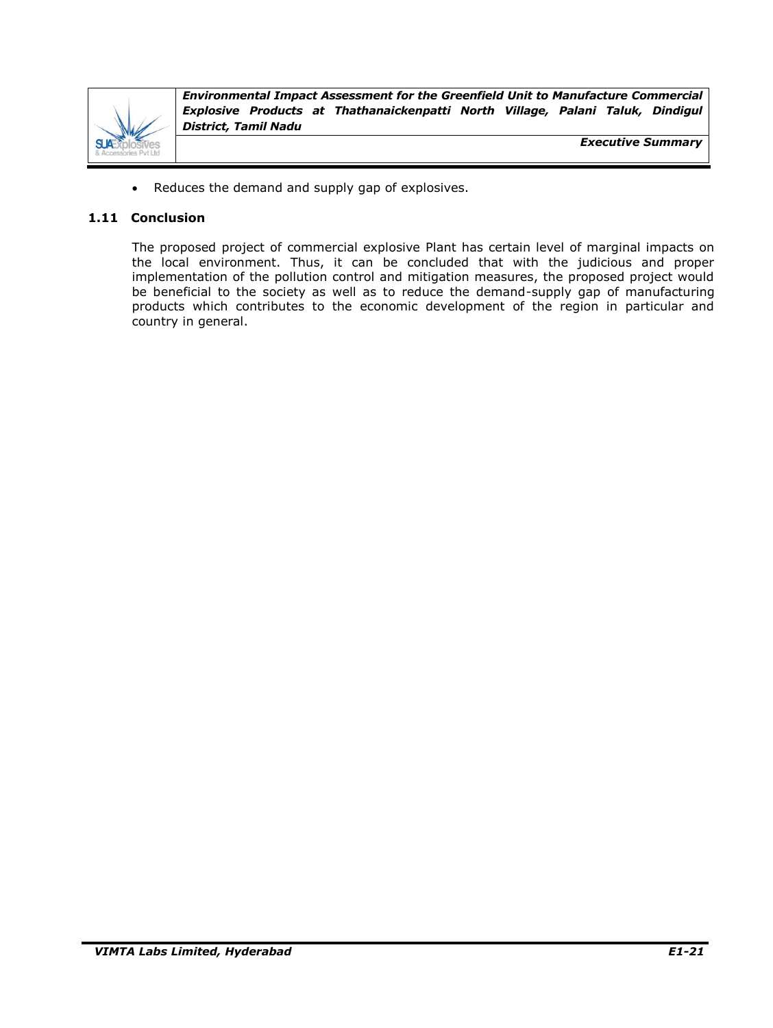- Reduces the demand and supply gap of explosives.

### 1.11 Conclusion

The proposed project of commercial explosive Plant has certain level of marginal impacts on the local environment. Thus, it can be concluded that with the judicious and proper implementation of the pollution control and mitigation measures, the proposed project would be beneficial to the society as well as to reduce the demand-supply gap of manufacturing products which contributes to the economic development of the region in particular and country in general.